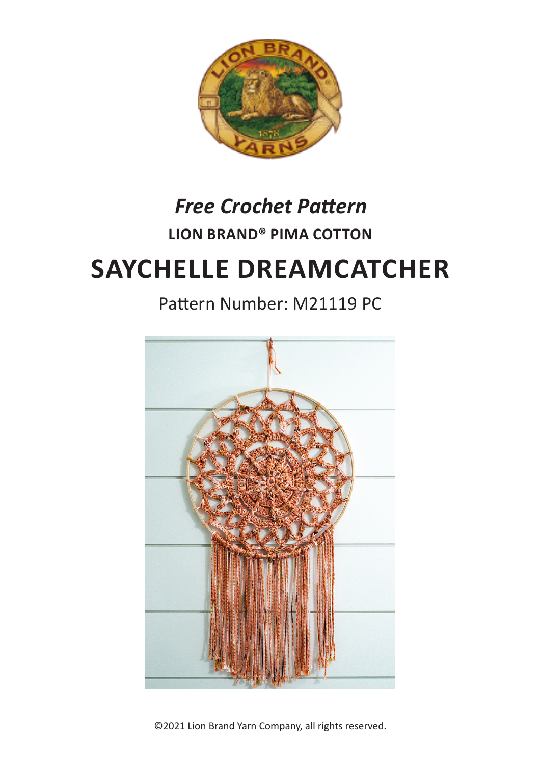*Free Crochet Pattern*

**LION BRAND® PIMA COTTON**

# SAYCHELLE DREAMCATCHER

Pattern Number: M21119 PC

©2021 Lion Brand Yarn Company, all rights reserved.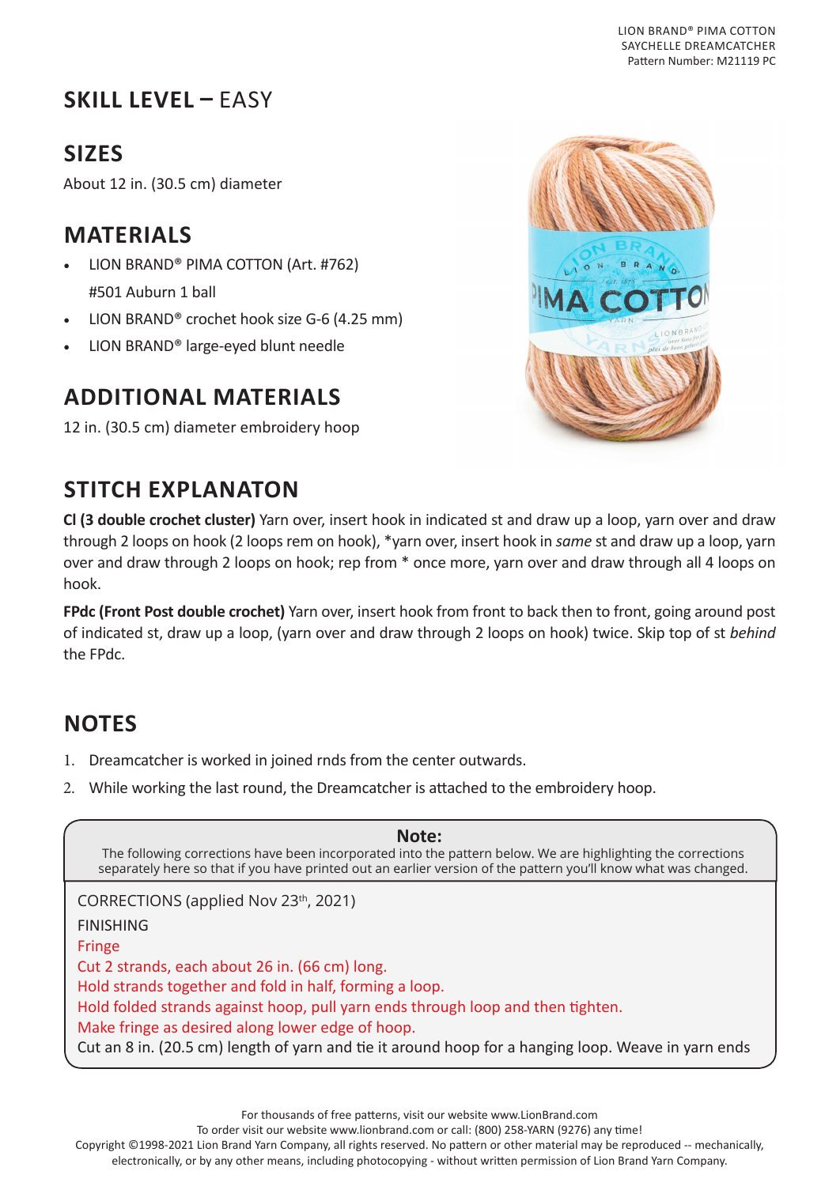## SKILL LEVEL – EASY

## SIZES

About 12 in. (30.5 cm) diameter

## MATERIALS

- LION BRAND® PIMA COTTON (Art. #762)
  #501 Auburn 1 ball
- LION BRAND® crochet hook size G-6 (4.25 mm)
- LION BRAND® large-eyed blunt needle

## ADDITIONAL MATERIALS

12 in. (30.5 cm) diameter embroidery hoop

## STITCH EXPLANATON

**Cl (3 double crochet cluster)** Yarn over, insert hook in indicated st and draw up a loop, yarn over and draw through 2 loops on hook (2 loops rem on hook), *yarn over, insert hook in *same* st and draw up a loop, yarn over and draw through 2 loops on hook; rep from * once more, yarn over and draw through all 4 loops on hook.

**FPdc (Front Post double crochet)** Yarn over, insert hook from front to back then to front, going around post of indicated st, draw up a loop, (yarn over and draw through 2 loops on hook) twice. Skip top of st *behind* the FPdc.

## NOTES

1. Dreamcatcher is worked in joined rnds from the center outwards.
2. While working the last round, the Dreamcatcher is attached to the embroidery hoop.

**Note:**
The following corrections have been incorporated into the pattern below. We are highlighting the corrections separately here so that if you have printed out an earlier version of the pattern you'll know what was changed.

CORRECTIONS (applied Nov 23th, 2021)

FINISHING

Fringe

Cut 2 strands, each about 26 in. (66 cm) long.

Hold strands together and fold in half, forming a loop.

Hold folded strands against hoop, pull yarn ends through loop and then tighten.

Make fringe as desired along lower edge of hoop.

Cut an 8 in. (20.5 cm) length of yarn and tie it around hoop for a hanging loop. Weave in yarn ends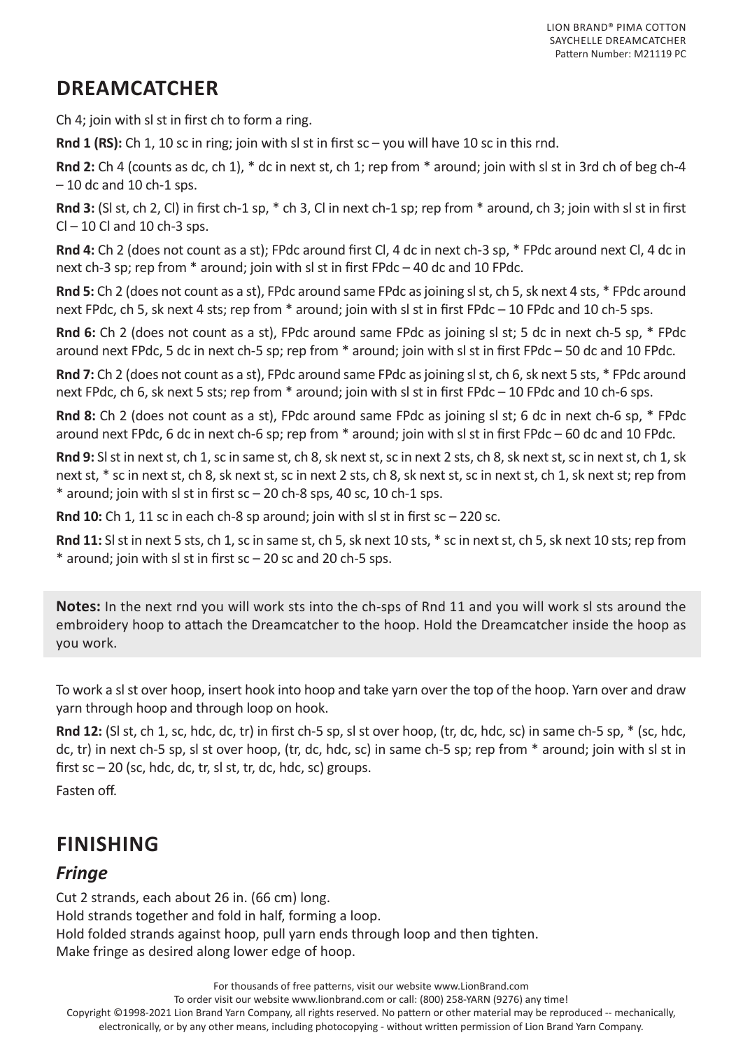## DREAMCATCHER

Ch 4; join with sl st in first ch to form a ring.

**Rnd 1 (RS):** Ch 1, 10 sc in ring; join with sl st in first sc – you will have 10 sc in this rnd.

**Rnd 2:** Ch 4 (counts as dc, ch 1), * dc in next st, ch 1; rep from * around; join with sl st in 3rd ch of beg ch-4 – 10 dc and 10 ch-1 sps.

**Rnd 3:** (Sl st, ch 2, Cl) in first ch-1 sp, * ch 3, Cl in next ch-1 sp; rep from * around, ch 3; join with sl st in first Cl – 10 Cl and 10 ch-3 sps.

**Rnd 4:** Ch 2 (does not count as a st); FPdc around first Cl, 4 dc in next ch-3 sp, * FPdc around next Cl, 4 dc in next ch-3 sp; rep from * around; join with sl st in first FPdc – 40 dc and 10 FPdc.

**Rnd 5:** Ch 2 (does not count as a st), FPdc around same FPdc as joining sl st, ch 5, sk next 4 sts, * FPdc around next FPdc, ch 5, sk next 4 sts; rep from * around; join with sl st in first FPdc – 10 FPdc and 10 ch-5 sps.

**Rnd 6:** Ch 2 (does not count as a st), FPdc around same FPdc as joining sl st; 5 dc in next ch-5 sp, * FPdc around next FPdc, 5 dc in next ch-5 sp; rep from * around; join with sl st in first FPdc – 50 dc and 10 FPdc.

**Rnd 7:** Ch 2 (does not count as a st), FPdc around same FPdc as joining sl st, ch 6, sk next 5 sts, * FPdc around next FPdc, ch 6, sk next 5 sts; rep from * around; join with sl st in first FPdc – 10 FPdc and 10 ch-6 sps.

**Rnd 8:** Ch 2 (does not count as a st), FPdc around same FPdc as joining sl st; 6 dc in next ch-6 sp, * FPdc around next FPdc, 6 dc in next ch-6 sp; rep from * around; join with sl st in first FPdc – 60 dc and 10 FPdc.

**Rnd 9:** Sl st in next st, ch 1, sc in same st, ch 8, sk next st, sc in next 2 sts, ch 8, sk next st, sc in next st, ch 1, sk next st, * sc in next st, ch 8, sk next st, sc in next 2 sts, ch 8, sk next st, sc in next st, ch 1, sk next st; rep from * around; join with sl st in first sc – 20 ch-8 sps, 40 sc, 10 ch-1 sps.

**Rnd 10:** Ch 1, 11 sc in each ch-8 sp around; join with sl st in first sc – 220 sc.

**Rnd 11:** Sl st in next 5 sts, ch 1, sc in same st, ch 5, sk next 10 sts, * sc in next st, ch 5, sk next 10 sts; rep from * around; join with sl st in first sc – 20 sc and 20 ch-5 sps.

**Notes:** In the next rnd you will work sts into the ch-sps of Rnd 11 and you will work sl sts around the embroidery hoop to attach the Dreamcatcher to the hoop. Hold the Dreamcatcher inside the hoop as you work.

To work a sl st over hoop, insert hook into hoop and take yarn over the top of the hoop. Yarn over and draw yarn through hoop and through loop on hook.

**Rnd 12:** (Sl st, ch 1, sc, hdc, dc, tr) in first ch-5 sp, sl st over hoop, (tr, dc, hdc, sc) in same ch-5 sp, * (sc, hdc, dc, tr) in next ch-5 sp, sl st over hoop, (tr, dc, hdc, sc) in same ch-5 sp; rep from * around; join with sl st in first sc – 20 (sc, hdc, dc, tr, sl st, tr, dc, hdc, sc) groups.

Fasten off.

## FINISHING

### *Fringe*

Cut 2 strands, each about 26 in. (66 cm) long.
Hold strands together and fold in half, forming a loop.
Hold folded strands against hoop, pull yarn ends through loop and then tighten.
Make fringe as desired along lower edge of hoop.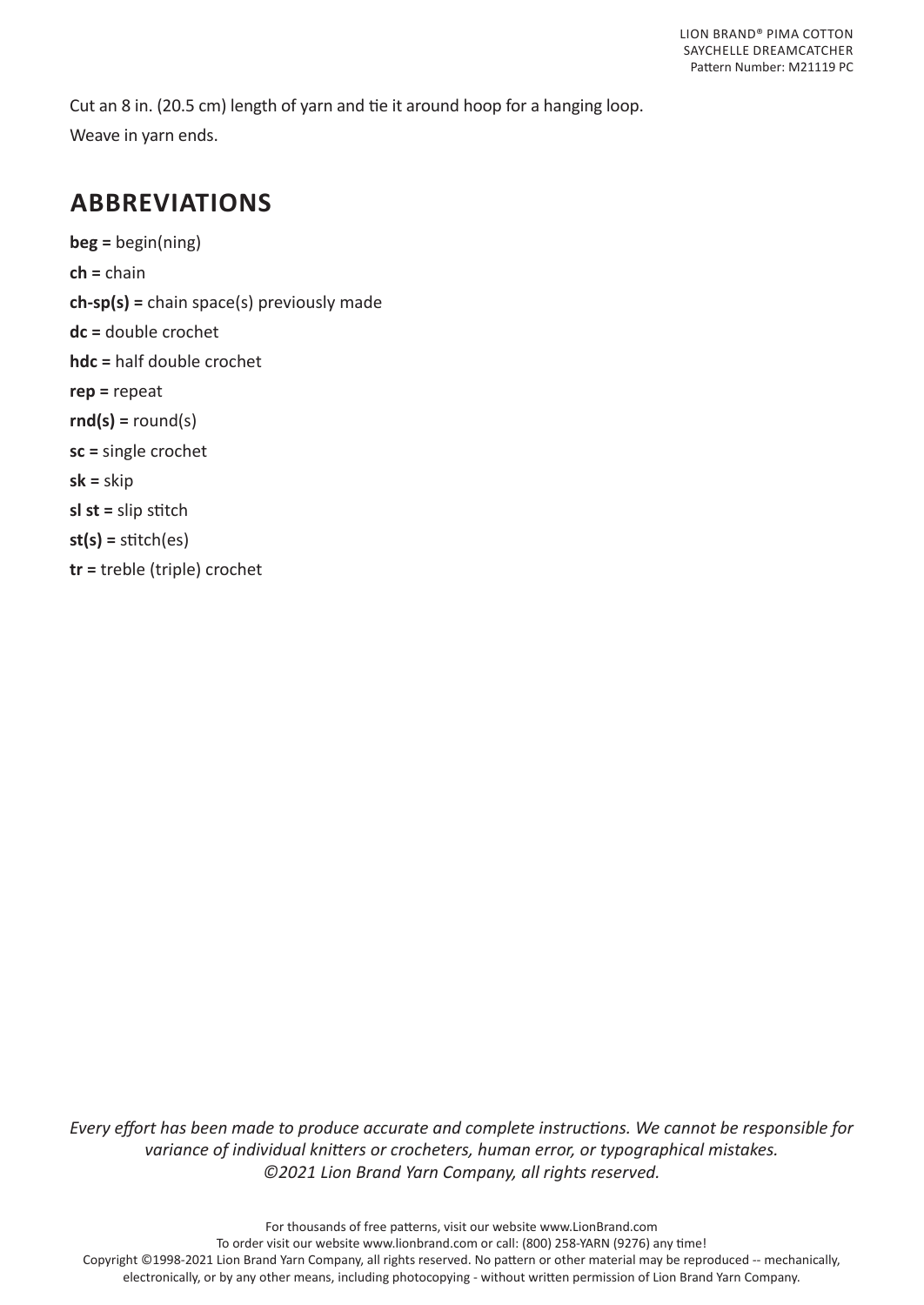Cut an 8 in. (20.5 cm) length of yarn and tie it around hoop for a hanging loop.

Weave in yarn ends.

## ABBREVIATIONS

**beg =** begin(ning)

**ch =** chain

**ch-sp(s) =** chain space(s) previously made

**dc =** double crochet

**hdc =** half double crochet

**rep =** repeat

**rnd(s) =** round(s)

**sc =** single crochet

**sk =** skip

**sl st =** slip stitch

**st(s) =** stitch(es)

**tr =** treble (triple) crochet

*Every effort has been made to produce accurate and complete instructions. We cannot be responsible for variance of individual knitters or crocheters, human error, or typographical mistakes. ©2021 Lion Brand Yarn Company, all rights reserved.*

For thousands of free patterns, visit our website www.LionBrand.com

To order visit our website www.lionbrand.com or call: (800) 258-YARN (9276) any time!

Copyright ©1998-2021 Lion Brand Yarn Company, all rights reserved. No pattern or other material may be reproduced -- mechanically, electronically, or by any other means, including photocopying - without written permission of Lion Brand Yarn Company.